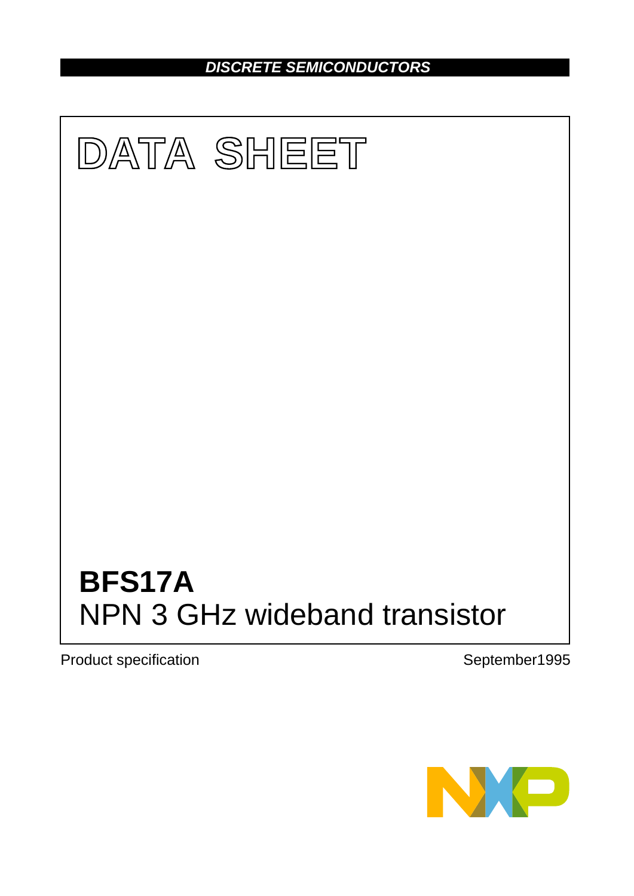DISCRETE SEMICONDUCTORS

# DATA SHEET

## BFS17A

NPN 3 GHz wideband transistor

Product specification

September1995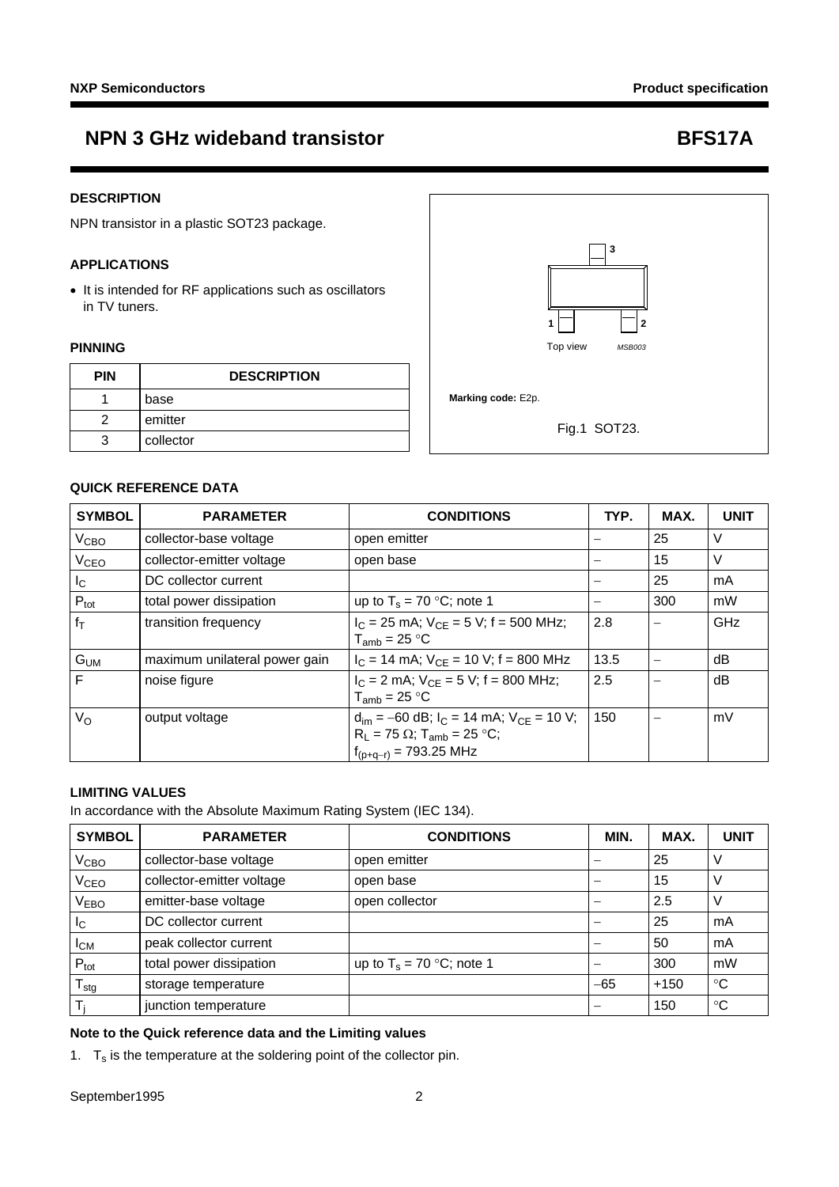## NPN 3 GHz wideband transistor — BFS17A

### DESCRIPTION

NPN transistor in a plastic SOT23 package.

### APPLICATIONS

- It is intended for RF applications such as oscillators in TV tuners.

### PINNING

| PIN | DESCRIPTION |
|---|---|
| 1 | base |
| 2 | emitter |
| 3 | collector |

Top view MSB003

**Marking code:** E2p.

Fig.1 SOT23.

### QUICK REFERENCE DATA

| SYMBOL | PARAMETER | CONDITIONS | TYP. | MAX. | UNIT |
|---|---|---|---|---|---|
| $V_{CBO}$ | collector-base voltage | open emitter | – | 25 | V |
| $V_{CEO}$ | collector-emitter voltage | open base | – | 15 | V |
| $I_C$ | DC collector current | | – | 25 | mA |
| $P_{tot}$ | total power dissipation | up to $T_s$ = 70 °C; note 1 | – | 300 | mW |
| $f_T$ | transition frequency | $I_C$ = 25 mA; $V_{CE}$ = 5 V; f = 500 MHz; $T_{amb}$ = 25 °C | 2.8 | – | GHz |
| $G_{UM}$ | maximum unilateral power gain | $I_C$ = 14 mA; $V_{CE}$ = 10 V; f = 800 MHz | 13.5 | – | dB |
| F | noise figure | $I_C$ = 2 mA; $V_{CE}$ = 5 V; f = 800 MHz; $T_{amb}$ = 25 °C | 2.5 | – | dB |
| $V_O$ | output voltage | $d_{im}$ = −60 dB; $I_C$ = 14 mA; $V_{CE}$ = 10 V; $R_L$ = 75 Ω; $T_{amb}$ = 25 °C; $f_{(p+q-r)}$ = 793.25 MHz | 150 | – | mV |

### LIMITING VALUES

In accordance with the Absolute Maximum Rating System (IEC 134).

| SYMBOL | PARAMETER | CONDITIONS | MIN. | MAX. | UNIT |
|---|---|---|---|---|---|
| $V_{CBO}$ | collector-base voltage | open emitter | – | 25 | V |
| $V_{CEO}$ | collector-emitter voltage | open base | – | 15 | V |
| $V_{EBO}$ | emitter-base voltage | open collector | – | 2.5 | V |
| $I_C$ | DC collector current | | – | 25 | mA |
| $I_{CM}$ | peak collector current | | – | 50 | mA |
| $P_{tot}$ | total power dissipation | up to $T_s$ = 70 °C; note 1 | – | 300 | mW |
| $T_{stg}$ | storage temperature | | −65 | +150 | °C |
| $T_j$ | junction temperature | | – | 150 | °C |

#### Note to the Quick reference data and the Limiting values

1. $T_s$ is the temperature at the soldering point of the collector pin.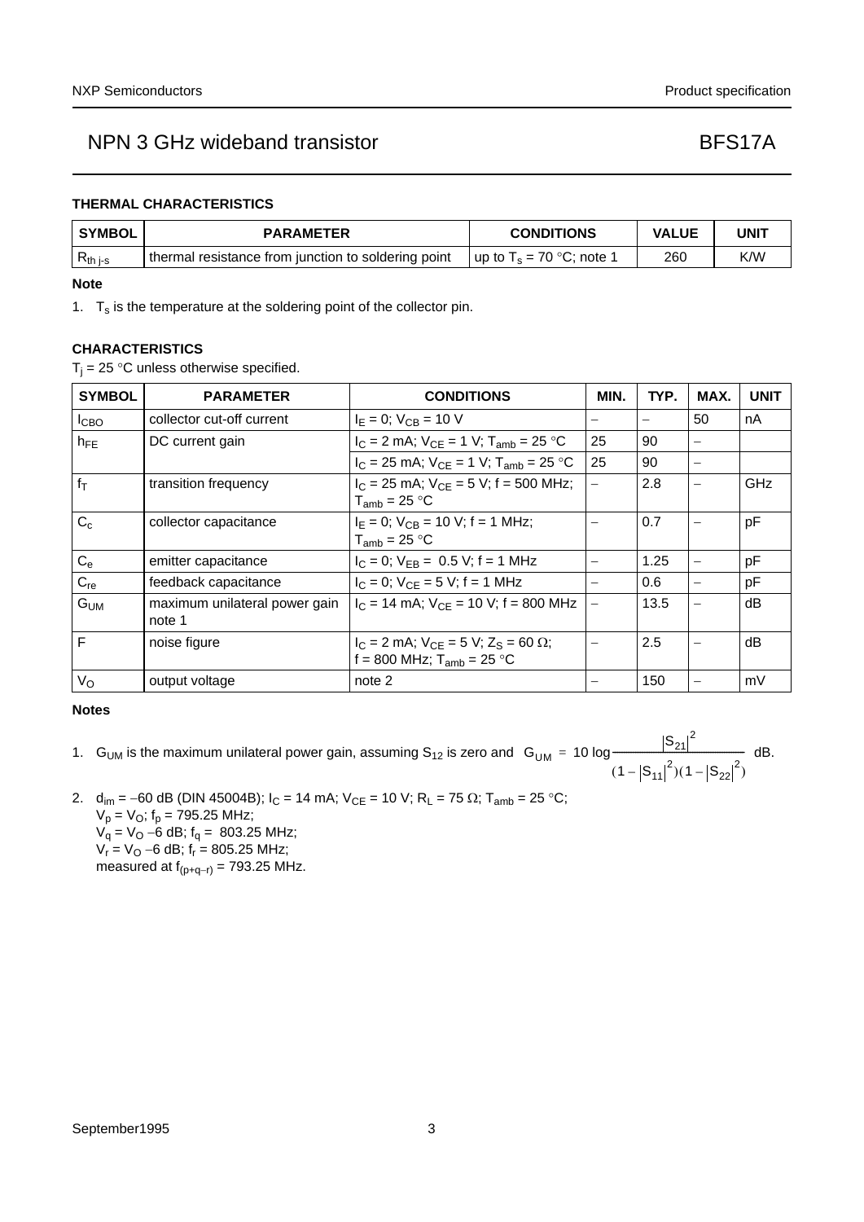## THERMAL CHARACTERISTICS

| SYMBOL | PARAMETER | CONDITIONS | VALUE | UNIT |
|---|---|---|---|---|
| $R_{th\ j\text{-}s}$ | thermal resistance from junction to soldering point | up to $T_s$ = 70 °C; note 1 | 260 | K/W |

**Note**

1. $T_s$ is the temperature at the soldering point of the collector pin.

## CHARACTERISTICS

$T_j$ = 25 °C unless otherwise specified.

| SYMBOL | PARAMETER | CONDITIONS | MIN. | TYP. | MAX. | UNIT |
|---|---|---|---|---|---|---|
| $I_{CBO}$ | collector cut-off current | $I_E$ = 0; $V_{CB}$ = 10 V | – | – | 50 | nA |
| $h_{FE}$ | DC current gain | $I_C$ = 2 mA; $V_{CE}$ = 1 V; $T_{amb}$ = 25 °C | 25 | 90 | – | |
| | | $I_C$ = 25 mA; $V_{CE}$ = 1 V; $T_{amb}$ = 25 °C | 25 | 90 | – | |
| $f_T$ | transition frequency | $I_C$ = 25 mA; $V_{CE}$ = 5 V; f = 500 MHz; $T_{amb}$ = 25 °C | – | 2.8 | – | GHz |
| $C_c$ | collector capacitance | $I_E$ = 0; $V_{CB}$ = 10 V; f = 1 MHz; $T_{amb}$ = 25 °C | – | 0.7 | – | pF |
| $C_e$ | emitter capacitance | $I_C$ = 0; $V_{EB}$ = 0.5 V; f = 1 MHz | – | 1.25 | – | pF |
| $C_{re}$ | feedback capacitance | $I_C$ = 0; $V_{CE}$ = 5 V; f = 1 MHz | – | 0.6 | – | pF |
| $G_{UM}$ | maximum unilateral power gain note 1 | $I_C$ = 14 mA; $V_{CE}$ = 10 V; f = 800 MHz | – | 13.5 | – | dB |
| F | noise figure | $I_C$ = 2 mA; $V_{CE}$ = 5 V; $Z_S$ = 60 Ω; f = 800 MHz; $T_{amb}$ = 25 °C | – | 2.5 | – | dB |
| $V_O$ | output voltage | note 2 | – | 150 | – | mV |

**Notes**

1. $G_{UM}$ is the maximum unilateral power gain, assuming $S_{12}$ is zero and $G_{UM} = 10 \log \frac{|S_{21}|^2}{(1-|S_{11}|^2)(1-|S_{22}|^2)}$ dB.
2. $d_{im}$ = −60 dB (DIN 45004B); $I_C$ = 14 mA; $V_{CE}$ = 10 V; $R_L$ = 75 Ω; $T_{amb}$ = 25 °C;
   $V_p = V_O$; $f_p$ = 795.25 MHz;
   $V_q = V_O$ −6 dB; $f_q$ = 803.25 MHz;
   $V_r = V_O$ −6 dB; $f_r$ = 805.25 MHz;
   measured at $f_{(p+q-r)}$ = 793.25 MHz.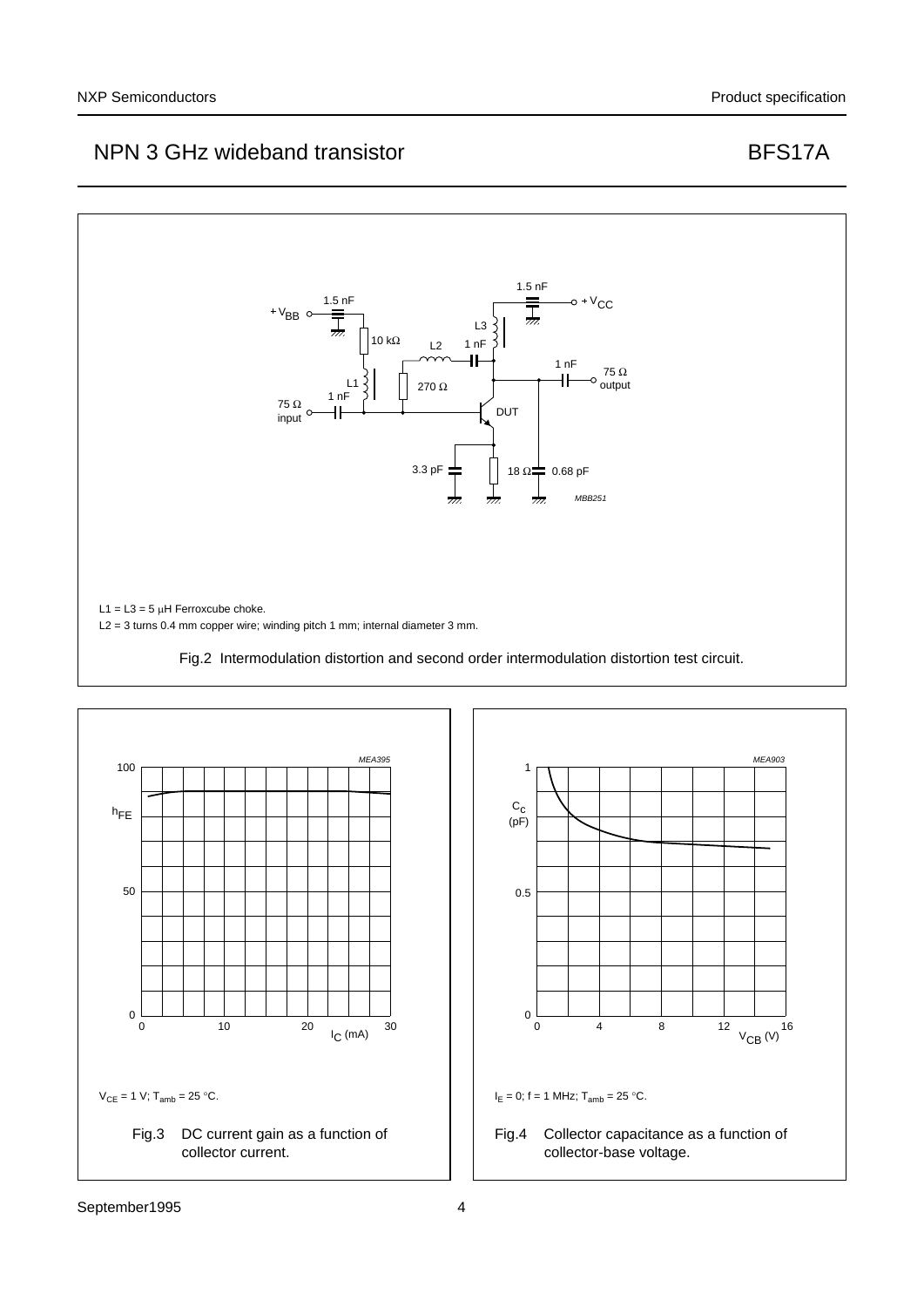L1 = L3 = 5 μH Ferroxcube choke.

L2 = 3 turns 0.4 mm copper wire; winding pitch 1 mm; internal diameter 3 mm.

Fig.2 Intermodulation distortion and second order intermodulation distortion test circuit.

$V_{CE}$ = 1 V; $T_{amb}$ = 25 °C.

Fig.3 DC current gain as a function of collector current.

$I_E$ = 0; f = 1 MHz; $T_{amb}$ = 25 °C.

Fig.4 Collector capacitance as a function of collector-base voltage.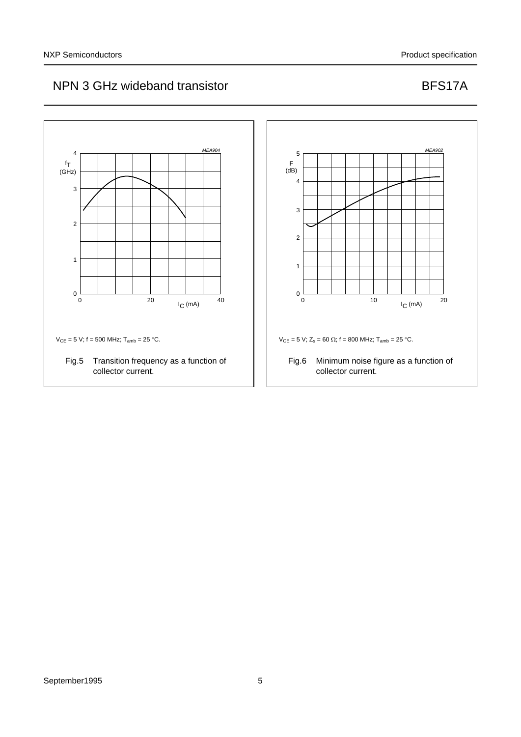$V_{CE}$ = 5 V; f = 500 MHz; $T_{amb}$ = 25 °C.

Fig.5 Transition frequency as a function of collector current.

$V_{CE}$ = 5 V; $Z_s$ = 60 Ω; f = 800 MHz; $T_{amb}$ = 25 °C.

Fig.6 Minimum noise figure as a function of collector current.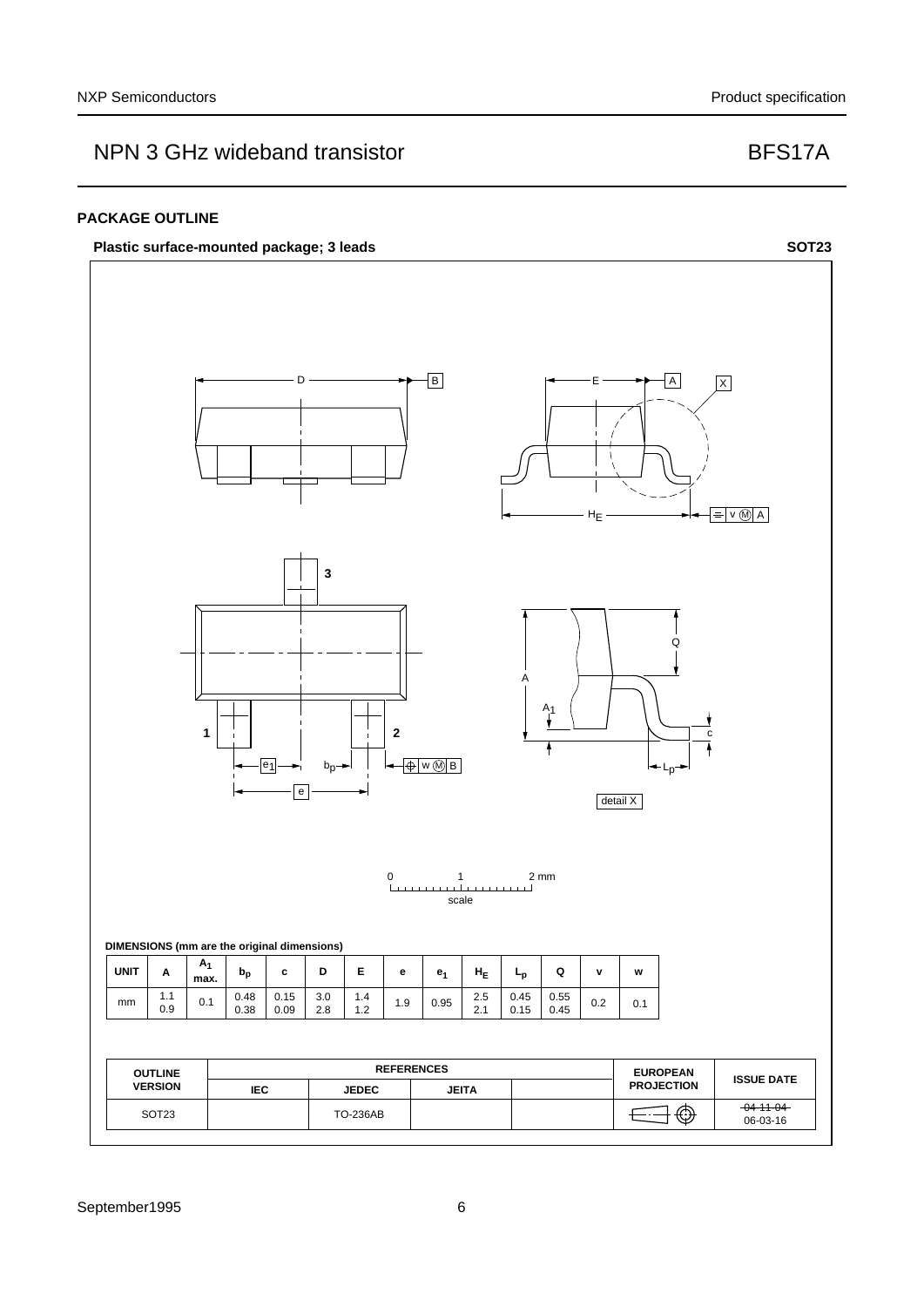## PACKAGE OUTLINE

**Plastic surface-mounted package; 3 leads** **SOT23**

DIMENSIONS (mm are the original dimensions)

| UNIT | A | $A_1$ max. | $b_p$ | c | D | E | e | $e_1$ | $H_E$ | $L_p$ | Q | v | w |
|---|---|---|---|---|---|---|---|---|---|---|---|---|---|
| mm | 1.1<br>0.9 | 0.1 | 0.48<br>0.38 | 0.15<br>0.09 | 3.0<br>2.8 | 1.4<br>1.2 | 1.9 | 0.95 | 2.5<br>2.1 | 0.45<br>0.15 | 0.55<br>0.45 | 0.2 | 0.1 |

| OUTLINE VERSION | REFERENCES | | | | EUROPEAN PROJECTION | ISSUE DATE |
|---|---|---|---|---|---|---|
| | IEC | JEDEC | JEITA | | | |
| SOT23 | | TO-236AB | | | | ~~04-11-04~~<br>06-03-16 |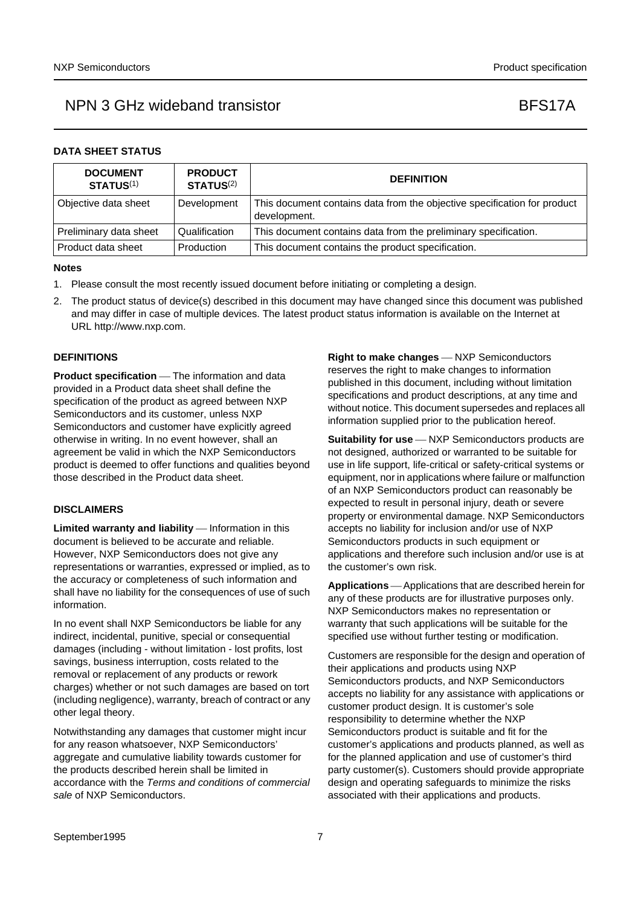## DATA SHEET STATUS

| DOCUMENT STATUS[1] | PRODUCT STATUS[2] | DEFINITION |
|---|---|---|
| Objective data sheet | Development | This document contains data from the objective specification for product development. |
| Preliminary data sheet | Qualification | This document contains data from the preliminary specification. |
| Product data sheet | Production | This document contains the product specification. |

### Notes

1. Please consult the most recently issued document before initiating or completing a design.
2. The product status of device(s) described in this document may have changed since this document was published and may differ in case of multiple devices. The latest product status information is available on the Internet at URL http://www.nxp.com.

## DEFINITIONS

**Product specification** — The information and data provided in a Product data sheet shall define the specification of the product as agreed between NXP Semiconductors and its customer, unless NXP Semiconductors and customer have explicitly agreed otherwise in writing. In no event however, shall an agreement be valid in which the NXP Semiconductors product is deemed to offer functions and qualities beyond those described in the Product data sheet.

## DISCLAIMERS

**Limited warranty and liability** — Information in this document is believed to be accurate and reliable. However, NXP Semiconductors does not give any representations or warranties, expressed or implied, as to the accuracy or completeness of such information and shall have no liability for the consequences of use of such information.

In no event shall NXP Semiconductors be liable for any indirect, incidental, punitive, special or consequential damages (including - without limitation - lost profits, lost savings, business interruption, costs related to the removal or replacement of any products or rework charges) whether or not such damages are based on tort (including negligence), warranty, breach of contract or any other legal theory.

Notwithstanding any damages that customer might incur for any reason whatsoever, NXP Semiconductors' aggregate and cumulative liability towards customer for the products described herein shall be limited in accordance with the *Terms and conditions of commercial sale* of NXP Semiconductors.

**Right to make changes** — NXP Semiconductors reserves the right to make changes to information published in this document, including without limitation specifications and product descriptions, at any time and without notice. This document supersedes and replaces all information supplied prior to the publication hereof.

**Suitability for use** — NXP Semiconductors products are not designed, authorized or warranted to be suitable for use in life support, life-critical or safety-critical systems or equipment, nor in applications where failure or malfunction of an NXP Semiconductors product can reasonably be expected to result in personal injury, death or severe property or environmental damage. NXP Semiconductors accepts no liability for inclusion and/or use of NXP Semiconductors products in such equipment or applications and therefore such inclusion and/or use is at the customer's own risk.

**Applications** — Applications that are described herein for any of these products are for illustrative purposes only. NXP Semiconductors makes no representation or warranty that such applications will be suitable for the specified use without further testing or modification.

Customers are responsible for the design and operation of their applications and products using NXP Semiconductors products, and NXP Semiconductors accepts no liability for any assistance with applications or customer product design. It is customer's sole responsibility to determine whether the NXP Semiconductors product is suitable and fit for the customer's applications and products planned, as well as for the planned application and use of customer's third party customer(s). Customers should provide appropriate design and operating safeguards to minimize the risks associated with their applications and products.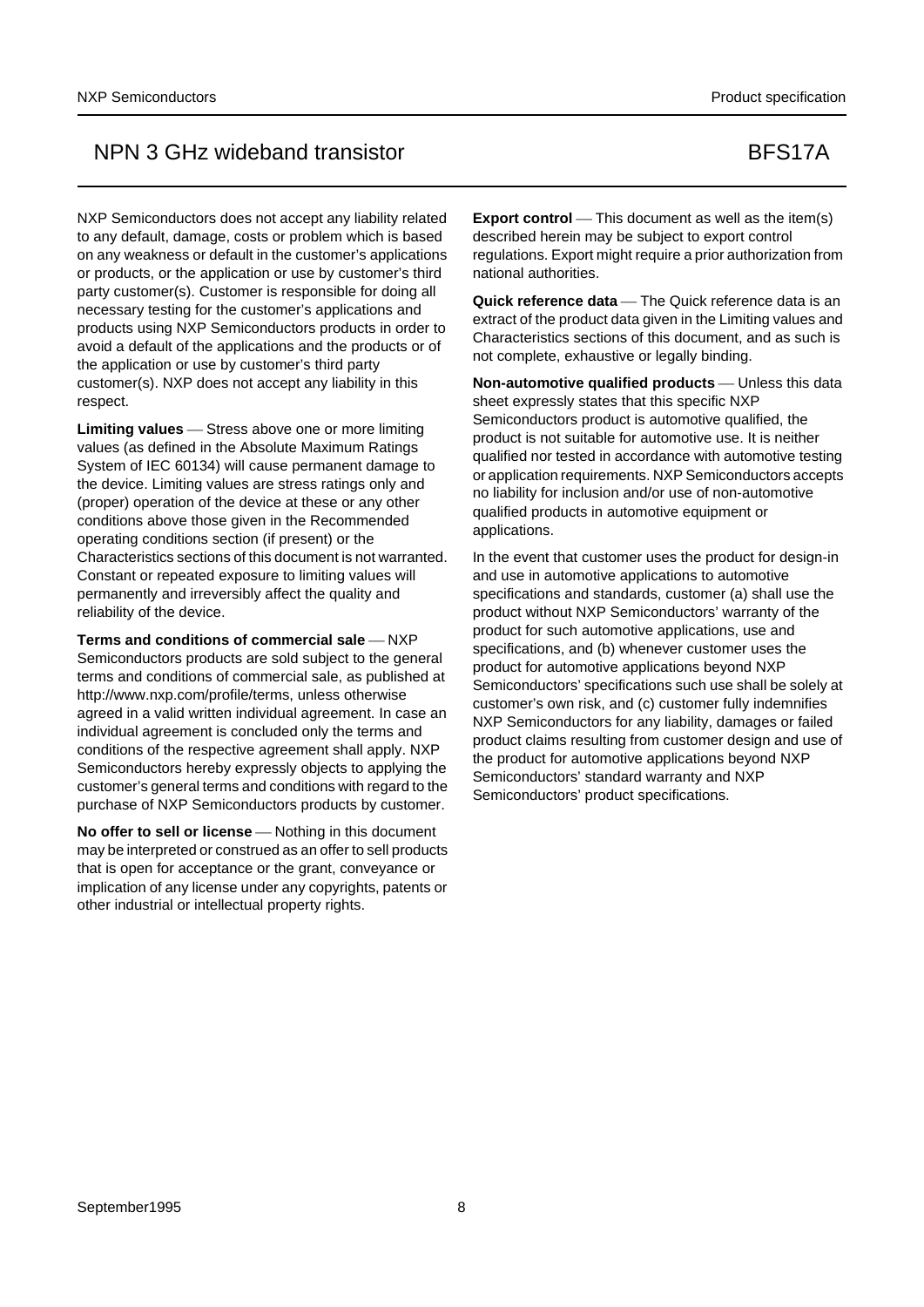NXP Semiconductors does not accept any liability related to any default, damage, costs or problem which is based on any weakness or default in the customer's applications or products, or the application or use by customer's third party customer(s). Customer is responsible for doing all necessary testing for the customer's applications and products using NXP Semiconductors products in order to avoid a default of the applications and the products or of the application or use by customer's third party customer(s). NXP does not accept any liability in this respect.

**Limiting values** — Stress above one or more limiting values (as defined in the Absolute Maximum Ratings System of IEC 60134) will cause permanent damage to the device. Limiting values are stress ratings only and (proper) operation of the device at these or any other conditions above those given in the Recommended operating conditions section (if present) or the Characteristics sections of this document is not warranted. Constant or repeated exposure to limiting values will permanently and irreversibly affect the quality and reliability of the device.

**Terms and conditions of commercial sale** — NXP Semiconductors products are sold subject to the general terms and conditions of commercial sale, as published at http://www.nxp.com/profile/terms, unless otherwise agreed in a valid written individual agreement. In case an individual agreement is concluded only the terms and conditions of the respective agreement shall apply. NXP Semiconductors hereby expressly objects to applying the customer's general terms and conditions with regard to the purchase of NXP Semiconductors products by customer.

**No offer to sell or license** — Nothing in this document may be interpreted or construed as an offer to sell products that is open for acceptance or the grant, conveyance or implication of any license under any copyrights, patents or other industrial or intellectual property rights.

**Export control** — This document as well as the item(s) described herein may be subject to export control regulations. Export might require a prior authorization from national authorities.

**Quick reference data** — The Quick reference data is an extract of the product data given in the Limiting values and Characteristics sections of this document, and as such is not complete, exhaustive or legally binding.

**Non-automotive qualified products** — Unless this data sheet expressly states that this specific NXP Semiconductors product is automotive qualified, the product is not suitable for automotive use. It is neither qualified nor tested in accordance with automotive testing or application requirements. NXP Semiconductors accepts no liability for inclusion and/or use of non-automotive qualified products in automotive equipment or applications.

In the event that customer uses the product for design-in and use in automotive applications to automotive specifications and standards, customer (a) shall use the product without NXP Semiconductors' warranty of the product for such automotive applications, use and specifications, and (b) whenever customer uses the product for automotive applications beyond NXP Semiconductors' specifications such use shall be solely at customer's own risk, and (c) customer fully indemnifies NXP Semiconductors for any liability, damages or failed product claims resulting from customer design and use of the product for automotive applications beyond NXP Semiconductors' standard warranty and NXP Semiconductors' product specifications.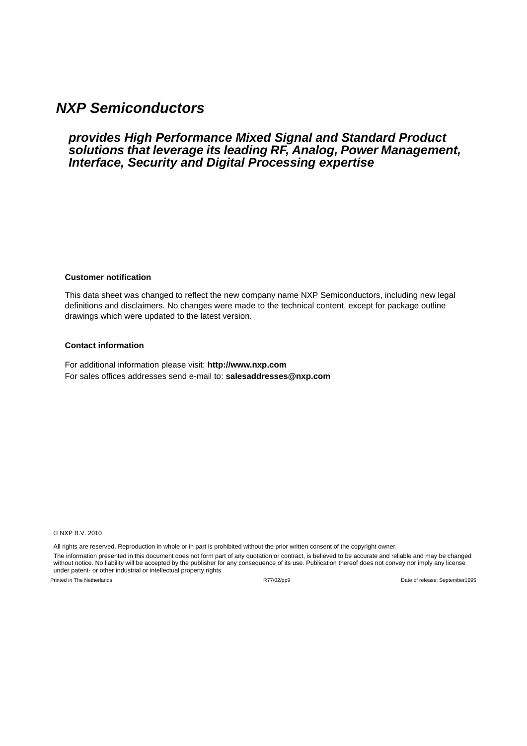# *NXP Semiconductors*

***provides High Performance Mixed Signal and Standard Product solutions that leverage its leading RF, Analog, Power Management, Interface, Security and Digital Processing expertise***

**Customer notification**

This data sheet was changed to reflect the new company name NXP Semiconductors, including new legal definitions and disclaimers. No changes were made to the technical content, except for package outline drawings which were updated to the latest version.

**Contact information**

For additional information please visit: **http://www.nxp.com**
For sales offices addresses send e-mail to: **salesaddresses@nxp.com**

© NXP B.V. 2010

All rights are reserved. Reproduction in whole or in part is prohibited without the prior written consent of the copyright owner.

The information presented in this document does not form part of any quotation or contract, is believed to be accurate and reliable and may be changed without notice. No liability will be accepted by the publisher for any consequence of its use. Publication thereof does not convey nor imply any license under patent- or other industrial or intellectual property rights.

Printed in The Netherlands    R77/02/pp9    Date of release: September1995